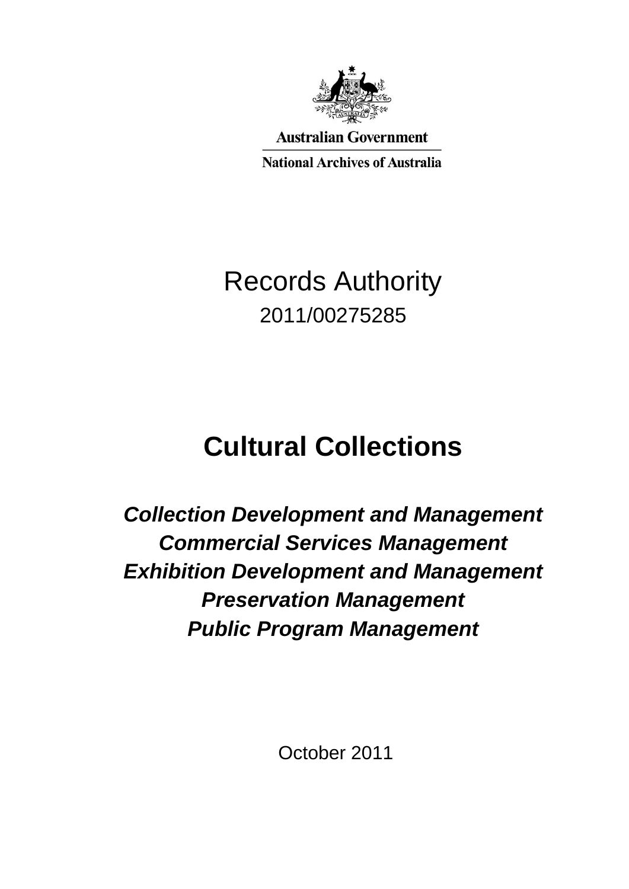Australian Government

National Archives of Australia

# Records Authority

2011/00275285

# Cultural Collections

***Collection Development and Management***
***Commercial Services Management***
***Exhibition Development and Management***
***Preservation Management***
***Public Program Management***

October 2011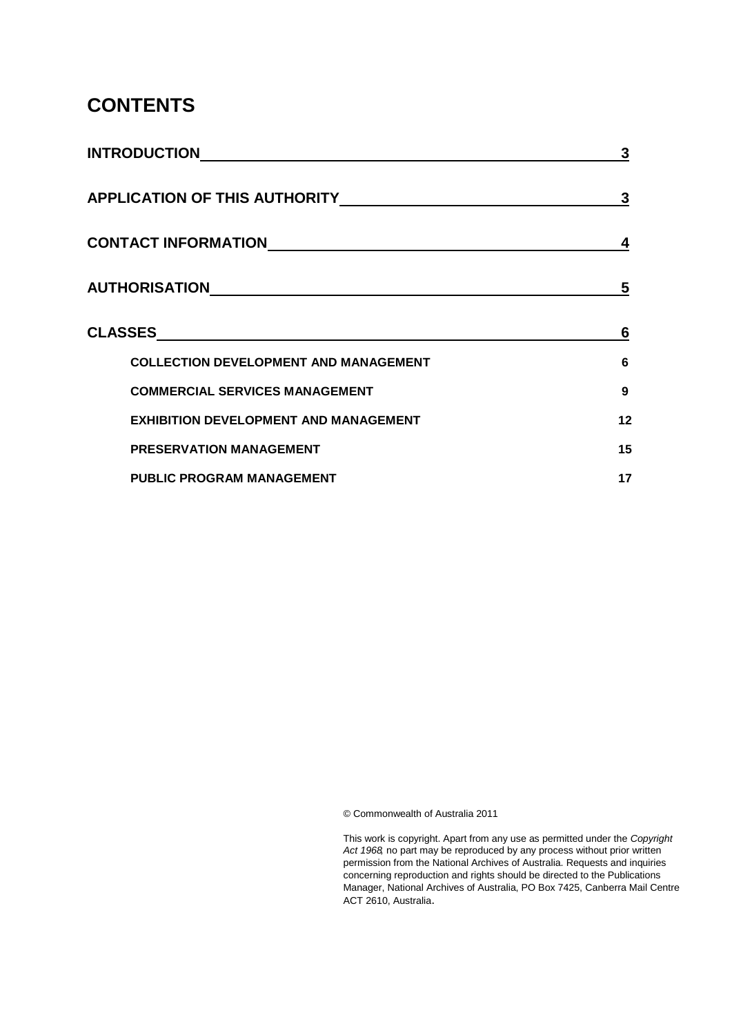# CONTENTS

| | |
|---|---|
| **INTRODUCTION** | **3** |
| **APPLICATION OF THIS AUTHORITY** | **3** |
| **CONTACT INFORMATION** | **4** |
| **AUTHORISATION** | **5** |
| **CLASSES** | **6** |
| **COLLECTION DEVELOPMENT AND MANAGEMENT** | **6** |
| **COMMERCIAL SERVICES MANAGEMENT** | **9** |
| **EXHIBITION DEVELOPMENT AND MANAGEMENT** | **12** |
| **PRESERVATION MANAGEMENT** | **15** |
| **PUBLIC PROGRAM MANAGEMENT** | **17** |

© Commonwealth of Australia 2011

This work is copyright. Apart from any use as permitted under the *Copyright Act 1968*, no part may be reproduced by any process without prior written permission from the National Archives of Australia. Requests and inquiries concerning reproduction and rights should be directed to the Publications Manager, National Archives of Australia, PO Box 7425, Canberra Mail Centre ACT 2610, Australia.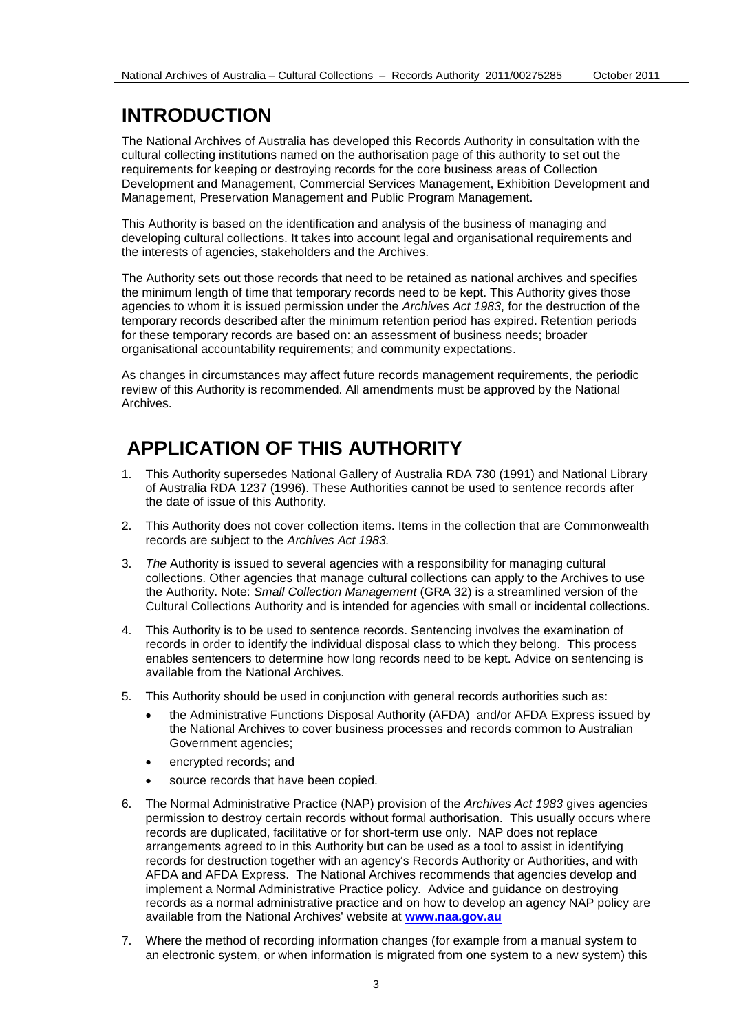# INTRODUCTION

The National Archives of Australia has developed this Records Authority in consultation with the cultural collecting institutions named on the authorisation page of this authority to set out the requirements for keeping or destroying records for the core business areas of Collection Development and Management, Commercial Services Management, Exhibition Development and Management, Preservation Management and Public Program Management.

This Authority is based on the identification and analysis of the business of managing and developing cultural collections. It takes into account legal and organisational requirements and the interests of agencies, stakeholders and the Archives.

The Authority sets out those records that need to be retained as national archives and specifies the minimum length of time that temporary records need to be kept. This Authority gives those agencies to whom it is issued permission under the *Archives Act 1983*, for the destruction of the temporary records described after the minimum retention period has expired. Retention periods for these temporary records are based on: an assessment of business needs; broader organisational accountability requirements; and community expectations.

As changes in circumstances may affect future records management requirements, the periodic review of this Authority is recommended. All amendments must be approved by the National Archives.

# APPLICATION OF THIS AUTHORITY

1. This Authority supersedes National Gallery of Australia RDA 730 (1991) and National Library of Australia RDA 1237 (1996). These Authorities cannot be used to sentence records after the date of issue of this Authority.
2. This Authority does not cover collection items. Items in the collection that are Commonwealth records are subject to the *Archives Act 1983.*
3. *The* Authority is issued to several agencies with a responsibility for managing cultural collections. Other agencies that manage cultural collections can apply to the Archives to use the Authority. Note: *Small Collection Management* (GRA 32) is a streamlined version of the Cultural Collections Authority and is intended for agencies with small or incidental collections.
4. This Authority is to be used to sentence records. Sentencing involves the examination of records in order to identify the individual disposal class to which they belong. This process enables sentencers to determine how long records need to be kept. Advice on sentencing is available from the National Archives.
5. This Authority should be used in conjunction with general records authorities such as:
   - the Administrative Functions Disposal Authority (AFDA) and/or AFDA Express issued by the National Archives to cover business processes and records common to Australian Government agencies;
   - encrypted records; and
   - source records that have been copied.
6. The Normal Administrative Practice (NAP) provision of the *Archives Act 1983* gives agencies permission to destroy certain records without formal authorisation. This usually occurs where records are duplicated, facilitative or for short-term use only. NAP does not replace arrangements agreed to in this Authority but can be used as a tool to assist in identifying records for destruction together with an agency's Records Authority or Authorities, and with AFDA and AFDA Express. The National Archives recommends that agencies develop and implement a Normal Administrative Practice policy. Advice and guidance on destroying records as a normal administrative practice and on how to develop an agency NAP policy are available from the National Archives' website at **www.naa.gov.au**
7. Where the method of recording information changes (for example from a manual system to an electronic system, or when information is migrated from one system to a new system) this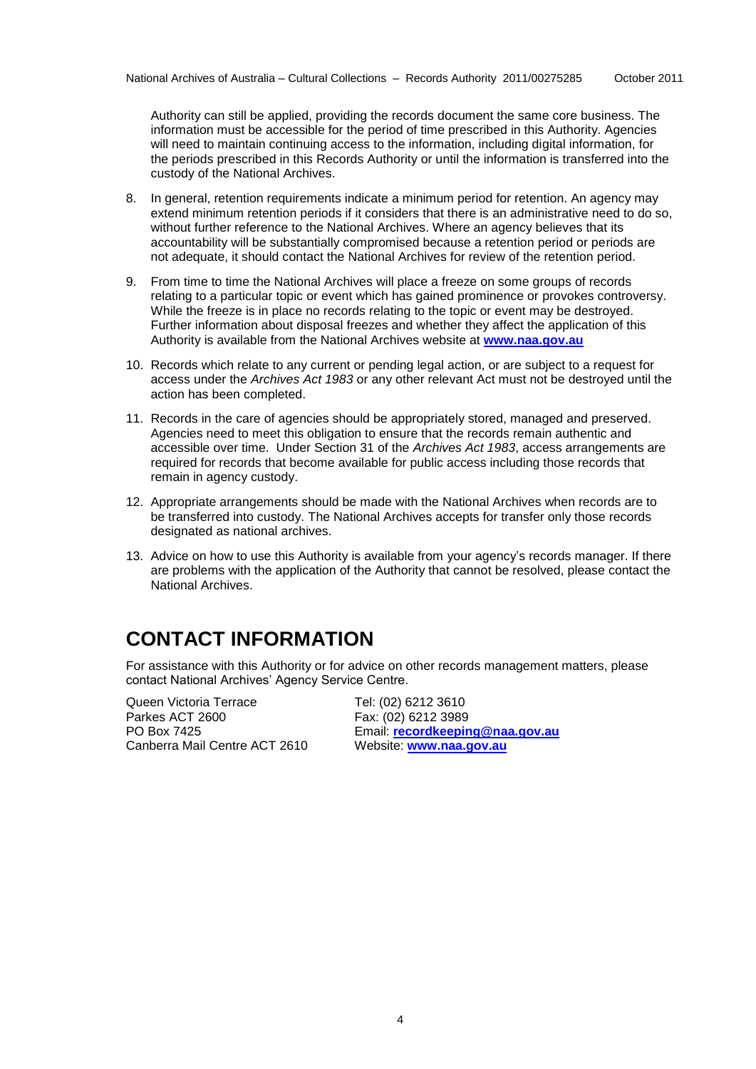Authority can still be applied, providing the records document the same core business. The information must be accessible for the period of time prescribed in this Authority. Agencies will need to maintain continuing access to the information, including digital information, for the periods prescribed in this Records Authority or until the information is transferred into the custody of the National Archives.

8. In general, retention requirements indicate a minimum period for retention. An agency may extend minimum retention periods if it considers that there is an administrative need to do so, without further reference to the National Archives. Where an agency believes that its accountability will be substantially compromised because a retention period or periods are not adequate, it should contact the National Archives for review of the retention period.

9. From time to time the National Archives will place a freeze on some groups of records relating to a particular topic or event which has gained prominence or provokes controversy. While the freeze is in place no records relating to the topic or event may be destroyed. Further information about disposal freezes and whether they affect the application of this Authority is available from the National Archives website at **www.naa.gov.au**

10. Records which relate to any current or pending legal action, or are subject to a request for access under the *Archives Act 1983* or any other relevant Act must not be destroyed until the action has been completed.

11. Records in the care of agencies should be appropriately stored, managed and preserved. Agencies need to meet this obligation to ensure that the records remain authentic and accessible over time. Under Section 31 of the *Archives Act 1983*, access arrangements are required for records that become available for public access including those records that remain in agency custody.

12. Appropriate arrangements should be made with the National Archives when records are to be transferred into custody. The National Archives accepts for transfer only those records designated as national archives.

13. Advice on how to use this Authority is available from your agency's records manager. If there are problems with the application of the Authority that cannot be resolved, please contact the National Archives.

# CONTACT INFORMATION

For assistance with this Authority or for advice on other records management matters, please contact National Archives' Agency Service Centre.

Queen Victoria Terrace
Parkes ACT 2600
PO Box 7425
Canberra Mail Centre ACT 2610

Tel: (02) 6212 3610
Fax: (02) 6212 3989
Email: **recordkeeping@naa.gov.au**
Website: **www.naa.gov.au**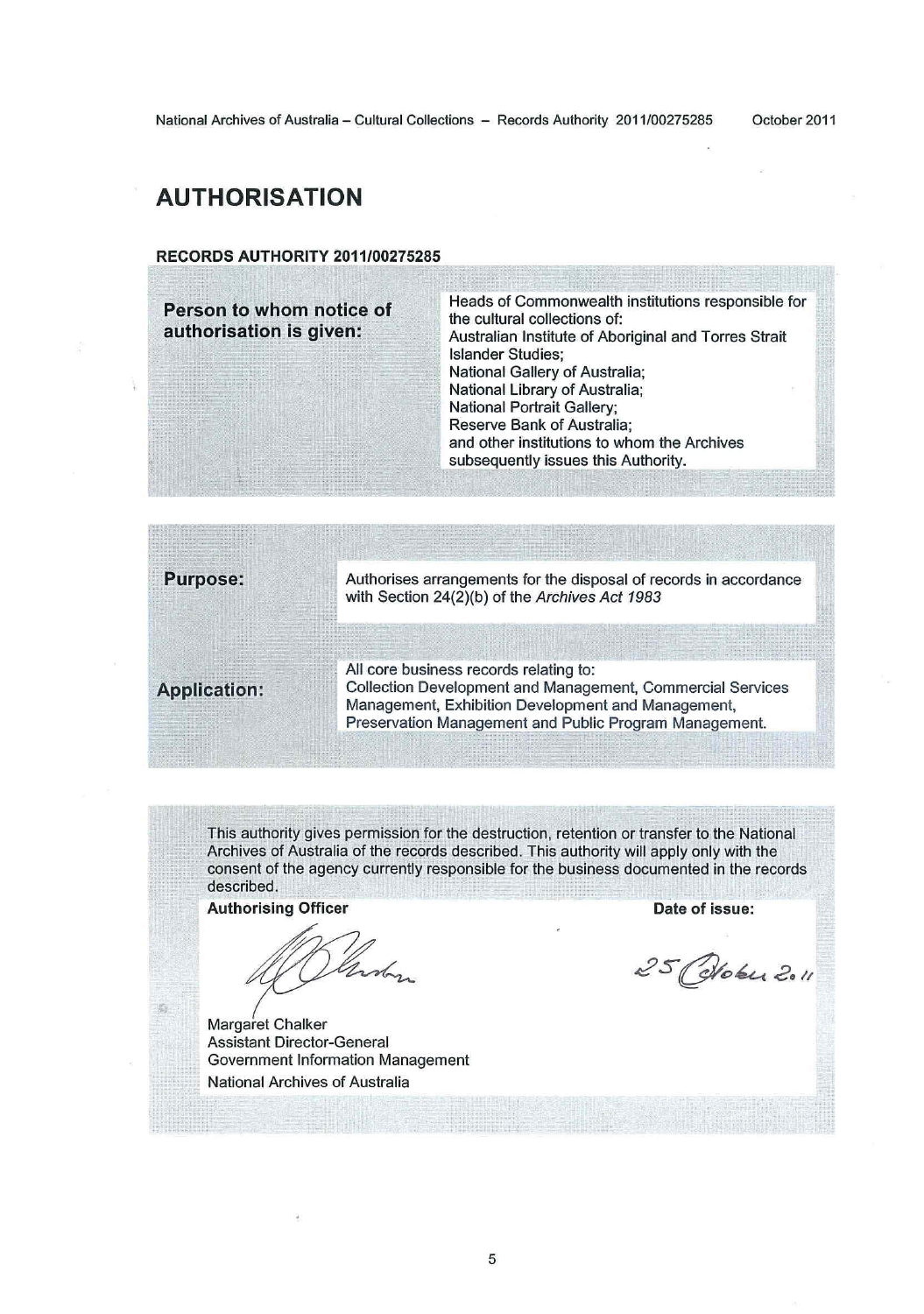# AUTHORISATION

**RECORDS AUTHORITY 2011/00275285**

| | |
|---|---|
| **Person to whom notice of authorisation is given:** | Heads of Commonwealth institutions responsible for the cultural collections of:<br>Australian Institute of Aboriginal and Torres Strait Islander Studies;<br>National Gallery of Australia;<br>National Library of Australia;<br>National Portrait Gallery;<br>Reserve Bank of Australia;<br>and other institutions to whom the Archives subsequently issues this Authority. |

| | |
|---|---|
| **Purpose:** | Authorises arrangements for the disposal of records in accordance with Section 24(2)(b) of the *Archives Act 1983* |
| **Application:** | All core business records relating to:<br>Collection Development and Management, Commercial Services Management, Exhibition Development and Management, Preservation Management and Public Program Management. |

This authority gives permission for the destruction, retention or transfer to the National Archives of Australia of the records described. This authority will apply only with the consent of the agency currently responsible for the business documented in the records described.

**Authorising Officer**

Margaret Chalker
Assistant Director-General
Government Information Management
National Archives of Australia

**Date of issue:**

25 October 2011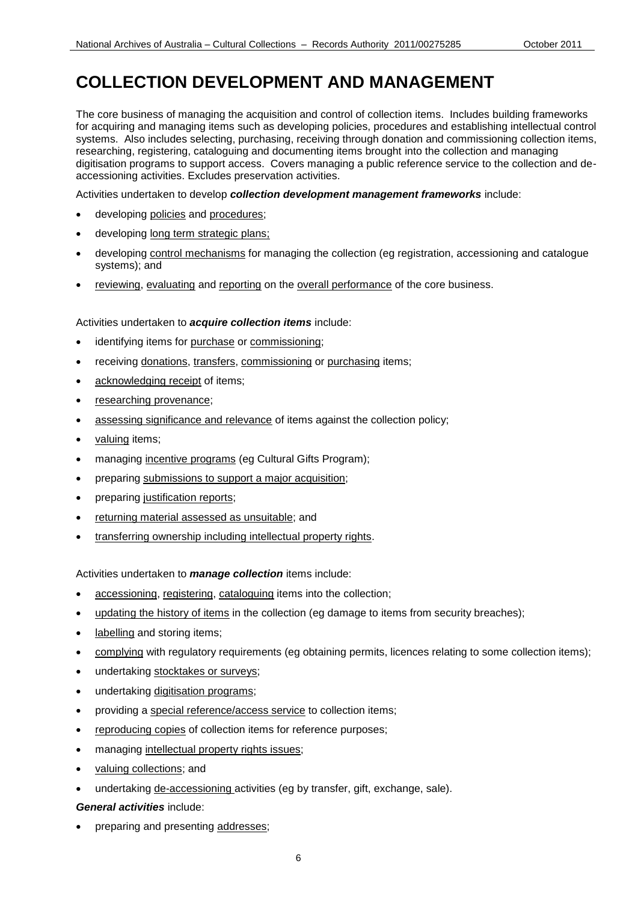# COLLECTION DEVELOPMENT AND MANAGEMENT

The core business of managing the acquisition and control of collection items. Includes building frameworks for acquiring and managing items such as developing policies, procedures and establishing intellectual control systems. Also includes selecting, purchasing, receiving through donation and commissioning collection items, researching, registering, cataloguing and documenting items brought into the collection and managing digitisation programs to support access. Covers managing a public reference service to the collection and de-accessioning activities. Excludes preservation activities.

Activities undertaken to develop ***collection development management frameworks*** include:

- developing policies and procedures;
- developing long term strategic plans;
- developing control mechanisms for managing the collection (eg registration, accessioning and catalogue systems); and
- reviewing, evaluating and reporting on the overall performance of the core business.

Activities undertaken to ***acquire collection items*** include:

- identifying items for purchase or commissioning;
- receiving donations, transfers, commissioning or purchasing items;
- acknowledging receipt of items;
- researching provenance;
- assessing significance and relevance of items against the collection policy;
- valuing items;
- managing incentive programs (eg Cultural Gifts Program);
- preparing submissions to support a major acquisition;
- preparing justification reports;
- returning material assessed as unsuitable; and
- transferring ownership including intellectual property rights.

Activities undertaken to ***manage collection*** items include:

- accessioning, registering, cataloguing items into the collection;
- updating the history of items in the collection (eg damage to items from security breaches);
- labelling and storing items;
- complying with regulatory requirements (eg obtaining permits, licences relating to some collection items);
- undertaking stocktakes or surveys;
- undertaking digitisation programs;
- providing a special reference/access service to collection items;
- reproducing copies of collection items for reference purposes;
- managing intellectual property rights issues;
- valuing collections; and
- undertaking de-accessioning activities (eg by transfer, gift, exchange, sale).

***General activities*** include:

- preparing and presenting addresses;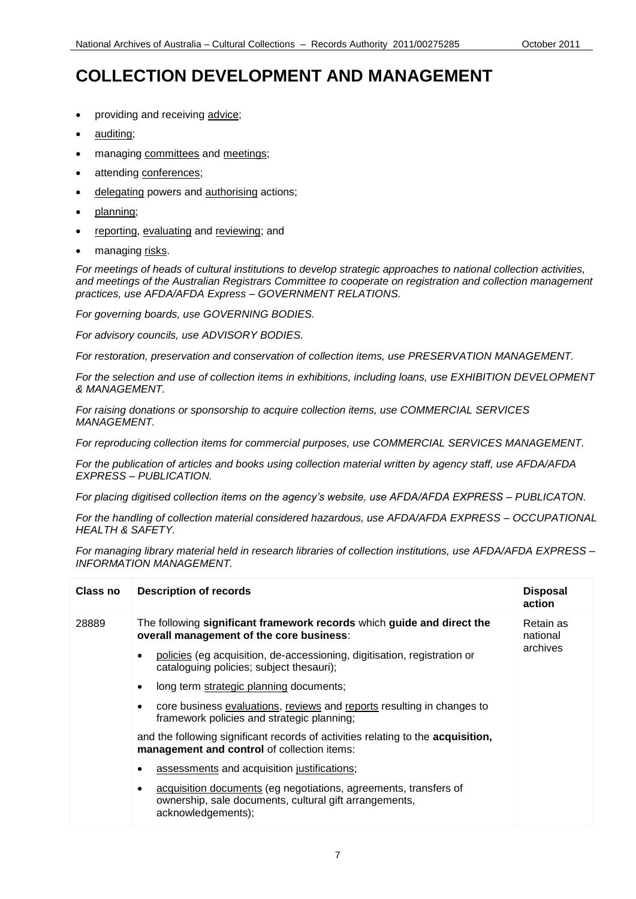# COLLECTION DEVELOPMENT AND MANAGEMENT

- providing and receiving advice;
- auditing;
- managing committees and meetings;
- attending conferences;
- delegating powers and authorising actions;
- planning;
- reporting, evaluating and reviewing; and
- managing risks.

*For meetings of heads of cultural institutions to develop strategic approaches to national collection activities, and meetings of the Australian Registrars Committee to cooperate on registration and collection management practices, use AFDA/AFDA Express – GOVERNMENT RELATIONS.*

*For governing boards, use GOVERNING BODIES.*

*For advisory councils, use ADVISORY BODIES.*

*For restoration, preservation and conservation of collection items, use PRESERVATION MANAGEMENT.*

*For the selection and use of collection items in exhibitions, including loans, use EXHIBITION DEVELOPMENT & MANAGEMENT.*

*For raising donations or sponsorship to acquire collection items, use COMMERCIAL SERVICES MANAGEMENT.*

*For reproducing collection items for commercial purposes, use COMMERCIAL SERVICES MANAGEMENT.*

*For the publication of articles and books using collection material written by agency staff, use AFDA/AFDA EXPRESS – PUBLICATION.*

*For placing digitised collection items on the agency's website, use AFDA/AFDA EXPRESS – PUBLICATON.*

*For the handling of collection material considered hazardous, use AFDA/AFDA EXPRESS – OCCUPATIONAL HEALTH & SAFETY.*

*For managing library material held in research libraries of collection institutions, use AFDA/AFDA EXPRESS – INFORMATION MANAGEMENT.*

| Class no | Description of records | Disposal action |
|---|---|---|
| 28889 | The following **significant framework records** which **guide and direct the overall management of the core business**:<br>• policies (eg acquisition, de-accessioning, digitisation, registration or cataloguing policies; subject thesauri);<br>• long term strategic planning documents;<br>• core business evaluations, reviews and reports resulting in changes to framework policies and strategic planning;<br>and the following significant records of activities relating to the **acquisition, management and control** of collection items:<br>• assessments and acquisition justifications;<br>• acquisition documents (eg negotiations, agreements, transfers of ownership, sale documents, cultural gift arrangements, acknowledgements); | Retain as national archives |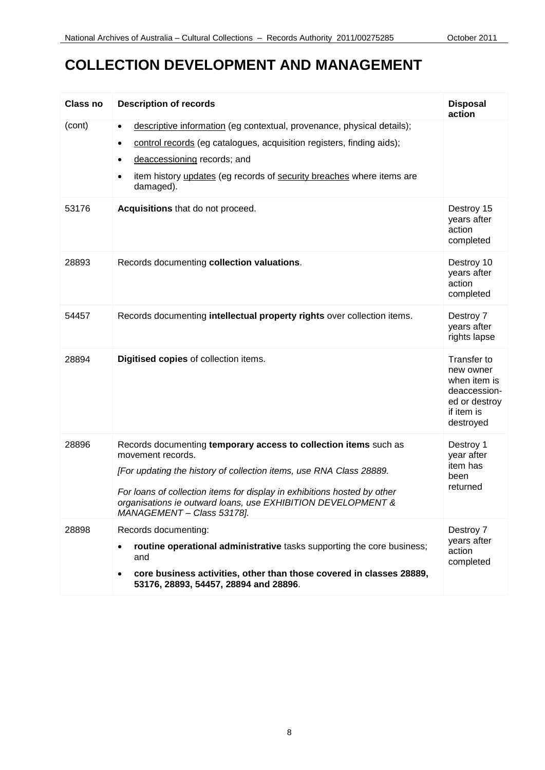# COLLECTION DEVELOPMENT AND MANAGEMENT

| Class no | Description of records | Disposal action |
| --- | --- | --- |
| (cont) | • descriptive information (eg contextual, provenance, physical details);<br>• control records (eg catalogues, acquisition registers, finding aids);<br>• deaccessioning records; and<br>• item history updates (eg records of security breaches where items are damaged). | |
| 53176 | **Acquisitions** that do not proceed. | Destroy 15 years after action completed |
| 28893 | Records documenting **collection valuations**. | Destroy 10 years after action completed |
| 54457 | Records documenting **intellectual property rights** over collection items. | Destroy 7 years after rights lapse |
| 28894 | **Digitised copies** of collection items. | Transfer to new owner when item is deaccessioned or destroy if item is destroyed |
| 28896 | Records documenting **temporary access to collection items** such as movement records.<br>*[For updating the history of collection items, use RNA Class 28889.*<br>*For loans of collection items for display in exhibitions hosted by other organisations ie outward loans, use EXHIBITION DEVELOPMENT & MANAGEMENT – Class 53178].* | Destroy 1 year after item has been returned |
| 28898 | Records documenting:<br>• **routine operational administrative** tasks supporting the core business; and<br>• **core business activities, other than those covered in classes 28889, 53176, 28893, 54457, 28894 and 28896**. | Destroy 7 years after action completed |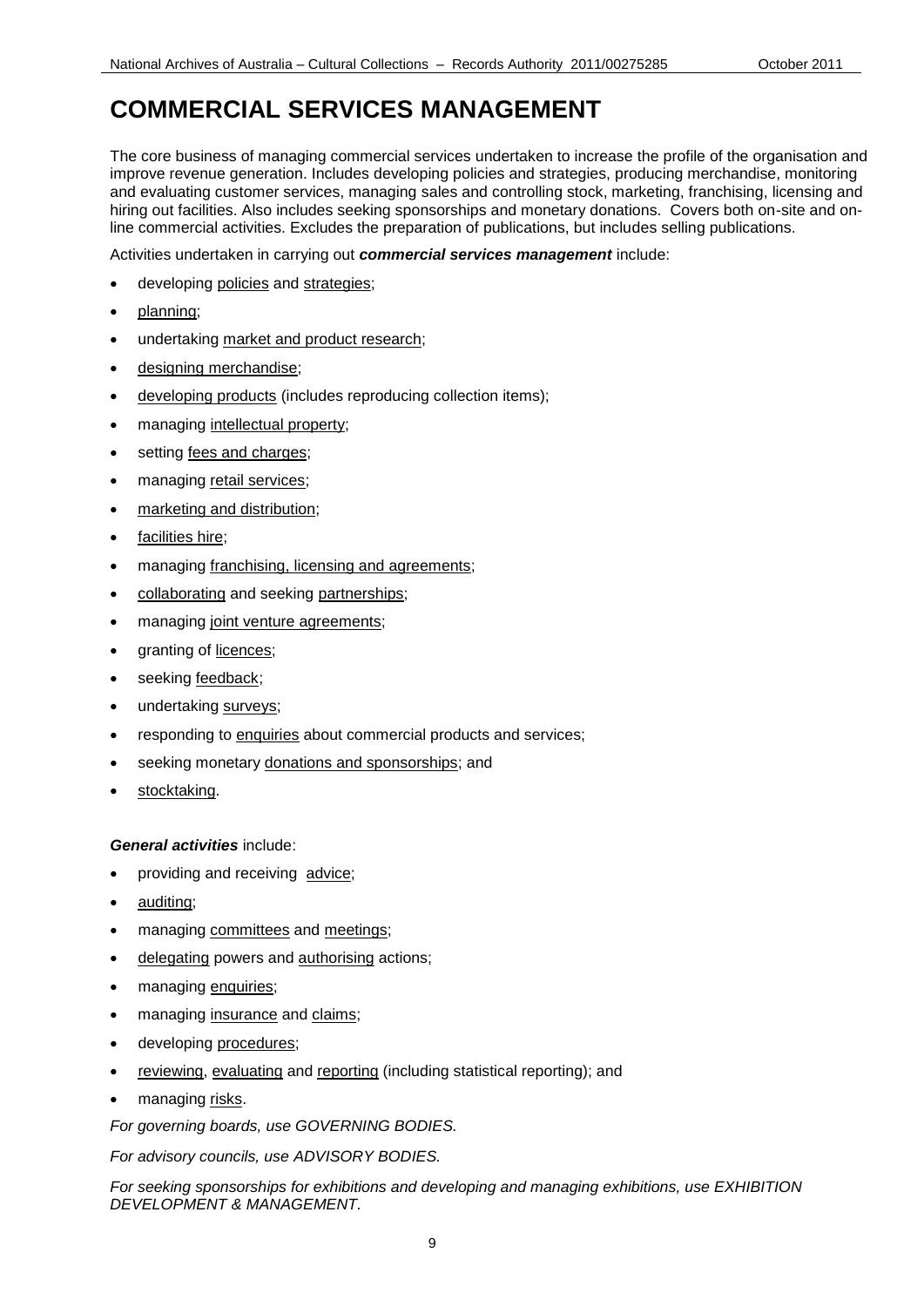# COMMERCIAL SERVICES MANAGEMENT

The core business of managing commercial services undertaken to increase the profile of the organisation and improve revenue generation. Includes developing policies and strategies, producing merchandise, monitoring and evaluating customer services, managing sales and controlling stock, marketing, franchising, licensing and hiring out facilities. Also includes seeking sponsorships and monetary donations. Covers both on-site and on-line commercial activities. Excludes the preparation of publications, but includes selling publications.

Activities undertaken in carrying out ***commercial services management*** include:

- developing policies and strategies;
- planning;
- undertaking market and product research;
- designing merchandise;
- developing products (includes reproducing collection items);
- managing intellectual property;
- setting fees and charges;
- managing retail services;
- marketing and distribution;
- facilities hire;
- managing franchising, licensing and agreements;
- collaborating and seeking partnerships;
- managing joint venture agreements;
- granting of licences;
- seeking feedback;
- undertaking surveys;
- responding to enquiries about commercial products and services;
- seeking monetary donations and sponsorships; and
- stocktaking.

***General activities*** include:

- providing and receiving advice;
- auditing;
- managing committees and meetings;
- delegating powers and authorising actions;
- managing enquiries;
- managing insurance and claims;
- developing procedures;
- reviewing, evaluating and reporting (including statistical reporting); and
- managing risks.

*For governing boards, use GOVERNING BODIES.*

*For advisory councils, use ADVISORY BODIES.*

*For seeking sponsorships for exhibitions and developing and managing exhibitions, use EXHIBITION DEVELOPMENT & MANAGEMENT.*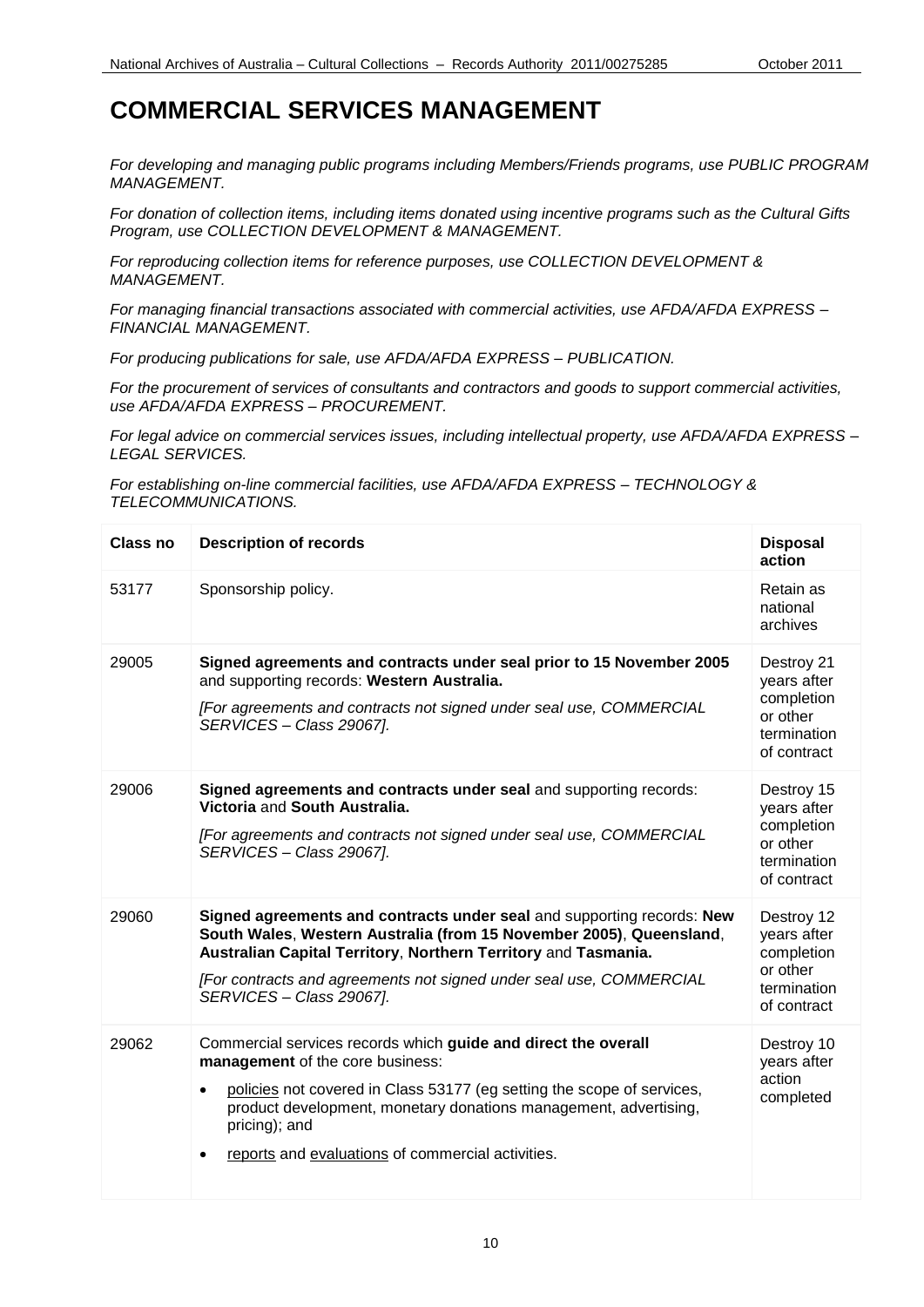# COMMERCIAL SERVICES MANAGEMENT

*For developing and managing public programs including Members/Friends programs, use PUBLIC PROGRAM MANAGEMENT.*

*For donation of collection items, including items donated using incentive programs such as the Cultural Gifts Program, use COLLECTION DEVELOPMENT & MANAGEMENT.*

*For reproducing collection items for reference purposes, use COLLECTION DEVELOPMENT & MANAGEMENT.*

*For managing financial transactions associated with commercial activities, use AFDA/AFDA EXPRESS – FINANCIAL MANAGEMENT.*

*For producing publications for sale, use AFDA/AFDA EXPRESS – PUBLICATION.*

*For the procurement of services of consultants and contractors and goods to support commercial activities, use AFDA/AFDA EXPRESS – PROCUREMENT.*

*For legal advice on commercial services issues, including intellectual property, use AFDA/AFDA EXPRESS – LEGAL SERVICES.*

*For establishing on-line commercial facilities, use AFDA/AFDA EXPRESS – TECHNOLOGY & TELECOMMUNICATIONS.*

| Class no | Description of records | Disposal action |
|---|---|---|
| 53177 | Sponsorship policy. | Retain as national archives |
| 29005 | **Signed agreements and contracts under seal prior to 15 November 2005** and supporting records: **Western Australia.**<br>*[For agreements and contracts not signed under seal use, COMMERCIAL SERVICES – Class 29067].* | Destroy 21 years after completion or other termination of contract |
| 29006 | **Signed agreements and contracts under seal** and supporting records: **Victoria** and **South Australia.**<br>*[For agreements and contracts not signed under seal use, COMMERCIAL SERVICES – Class 29067].* | Destroy 15 years after completion or other termination of contract |
| 29060 | **Signed agreements and contracts under seal** and supporting records: **New South Wales**, **Western Australia (from 15 November 2005)**, **Queensland**, **Australian Capital Territory**, **Northern Territory** and **Tasmania.**<br>*[For contracts and agreements not signed under seal use, COMMERCIAL SERVICES – Class 29067].* | Destroy 12 years after completion or other termination of contract |
| 29062 | Commercial services records which **guide and direct the overall management** of the core business:<br>• policies not covered in Class 53177 (eg setting the scope of services, product development, monetary donations management, advertising, pricing); and<br>• reports and evaluations of commercial activities. | Destroy 10 years after action completed |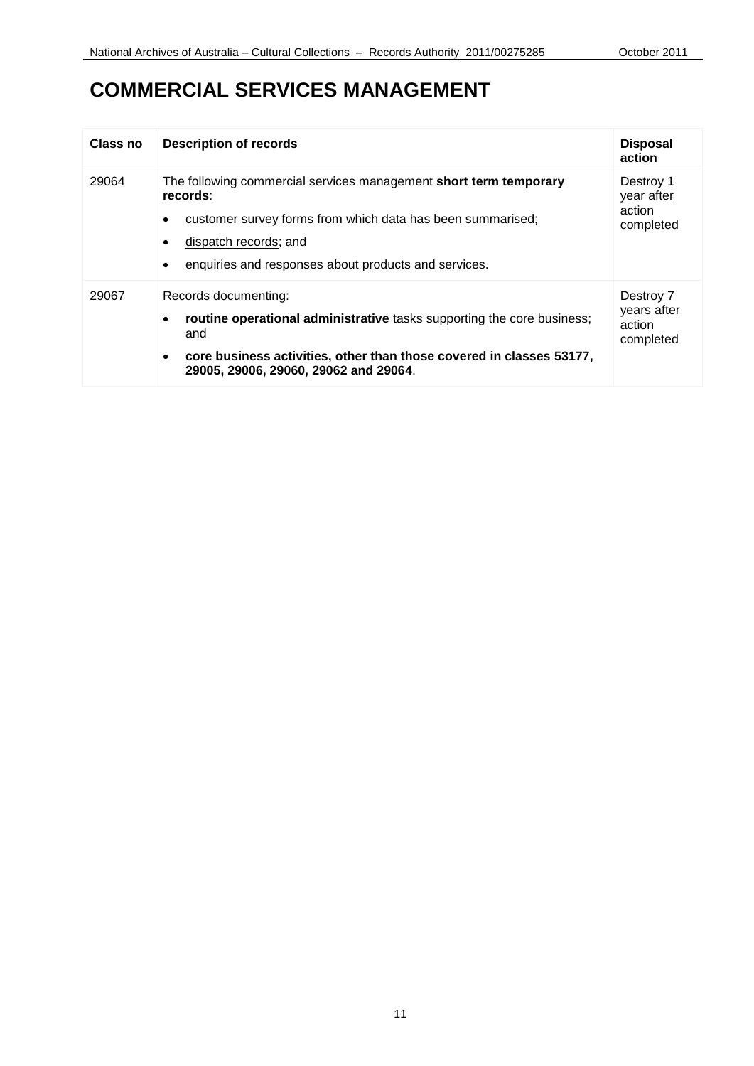# COMMERCIAL SERVICES MANAGEMENT

| Class no | Description of records | Disposal action |
|---|---|---|
| 29064 | The following commercial services management **short term temporary records**:<br>• <u>customer survey forms</u> from which data has been summarised;<br>• <u>dispatch records</u>; and<br>• <u>enquiries and responses</u> about products and services. | Destroy 1 year after action completed |
| 29067 | Records documenting:<br>• **routine operational administrative** tasks supporting the core business; and<br>• **core business activities, other than those covered in classes 53177, 29005, 29006, 29060, 29062 and 29064**. | Destroy 7 years after action completed |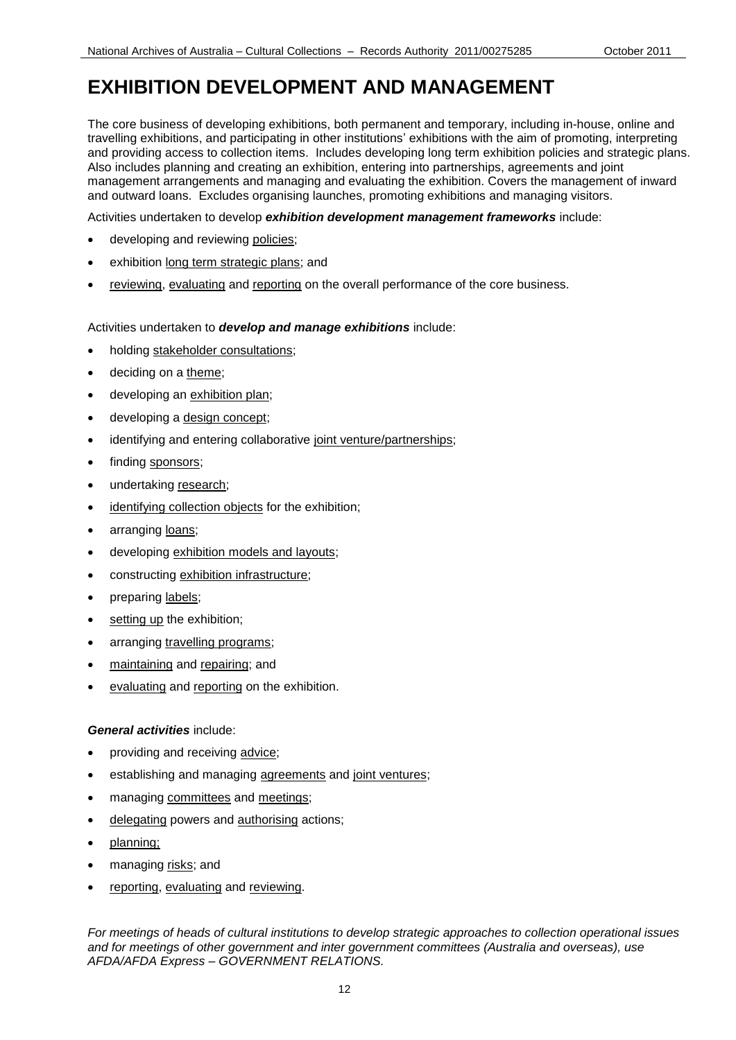# EXHIBITION DEVELOPMENT AND MANAGEMENT

The core business of developing exhibitions, both permanent and temporary, including in-house, online and travelling exhibitions, and participating in other institutions' exhibitions with the aim of promoting, interpreting and providing access to collection items. Includes developing long term exhibition policies and strategic plans. Also includes planning and creating an exhibition, entering into partnerships, agreements and joint management arrangements and managing and evaluating the exhibition. Covers the management of inward and outward loans. Excludes organising launches, promoting exhibitions and managing visitors.

Activities undertaken to develop ***exhibition development management frameworks*** include:

- developing and reviewing policies;
- exhibition long term strategic plans; and
- reviewing, evaluating and reporting on the overall performance of the core business.

Activities undertaken to ***develop and manage exhibitions*** include:

- holding stakeholder consultations;
- deciding on a theme;
- developing an exhibition plan;
- developing a design concept;
- identifying and entering collaborative joint venture/partnerships;
- finding sponsors;
- undertaking research;
- identifying collection objects for the exhibition;
- arranging loans;
- developing exhibition models and layouts;
- constructing exhibition infrastructure;
- preparing labels;
- setting up the exhibition;
- arranging travelling programs;
- maintaining and repairing; and
- evaluating and reporting on the exhibition.

***General activities*** include:

- providing and receiving advice;
- establishing and managing agreements and joint ventures;
- managing committees and meetings;
- delegating powers and authorising actions;
- planning;
- managing risks; and
- reporting, evaluating and reviewing.

*For meetings of heads of cultural institutions to develop strategic approaches to collection operational issues and for meetings of other government and inter government committees (Australia and overseas), use AFDA/AFDA Express – GOVERNMENT RELATIONS.*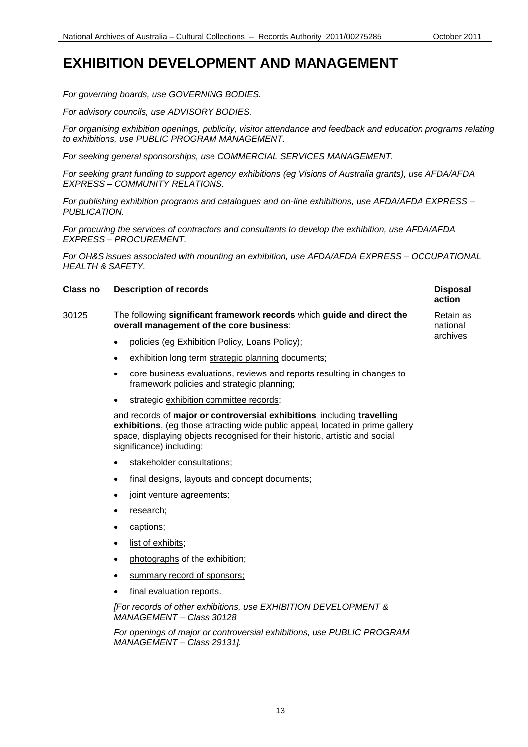# EXHIBITION DEVELOPMENT AND MANAGEMENT

*For governing boards, use GOVERNING BODIES.*

*For advisory councils, use ADVISORY BODIES.*

*For organising exhibition openings, publicity, visitor attendance and feedback and education programs relating to exhibitions, use PUBLIC PROGRAM MANAGEMENT.*

*For seeking general sponsorships, use COMMERCIAL SERVICES MANAGEMENT.*

*For seeking grant funding to support agency exhibitions (eg Visions of Australia grants), use AFDA/AFDA EXPRESS – COMMUNITY RELATIONS.*

*For publishing exhibition programs and catalogues and on-line exhibitions, use AFDA/AFDA EXPRESS – PUBLICATION.*

*For procuring the services of contractors and consultants to develop the exhibition, use AFDA/AFDA EXPRESS – PROCUREMENT.*

*For OH&S issues associated with mounting an exhibition, use AFDA/AFDA EXPRESS – OCCUPATIONAL HEALTH & SAFETY.*

| Class no | Description of records | Disposal action |
|---|---|---|
| 30125 | The following **significant framework records** which **guide and direct the overall management of the core business**:<br>• policies (eg Exhibition Policy, Loans Policy);<br>• exhibition long term strategic planning documents;<br>• core business evaluations, reviews and reports resulting in changes to framework policies and strategic planning;<br>• strategic exhibition committee records;<br><br>and records of **major or controversial exhibitions**, including **travelling exhibitions**, (eg those attracting wide public appeal, located in prime gallery space, displaying objects recognised for their historic, artistic and social significance) including:<br>• stakeholder consultations;<br>• final designs, layouts and concept documents;<br>• joint venture agreements;<br>• research;<br>• captions;<br>• list of exhibits;<br>• photographs of the exhibition;<br>• summary record of sponsors;<br>• final evaluation reports.<br><br>*[For records of other exhibitions, use EXHIBITION DEVELOPMENT & MANAGEMENT – Class 30128*<br><br>*For openings of major or controversial exhibitions, use PUBLIC PROGRAM MANAGEMENT – Class 29131].* | Retain as national archives |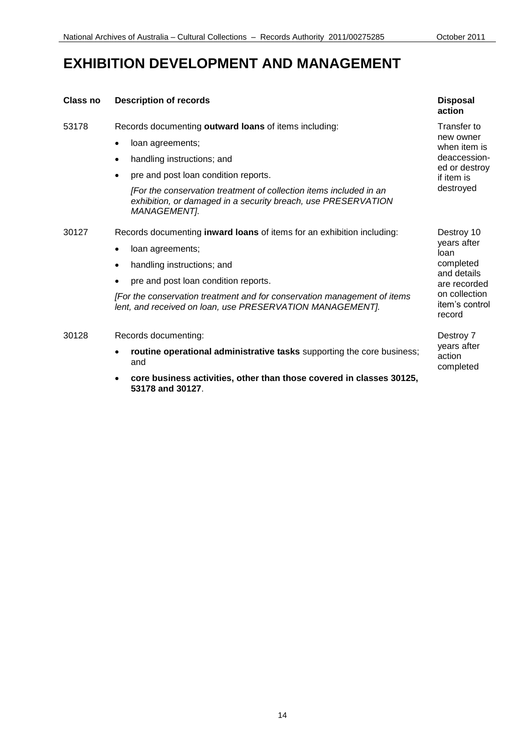# EXHIBITION DEVELOPMENT AND MANAGEMENT

| Class no | Description of records | Disposal action |
|---|---|---|
| 53178 | Records documenting **outward loans** of items including:<br>• loan agreements;<br>• handling instructions; and<br>• pre and post loan condition reports.<br>*[For the conservation treatment of collection items included in an exhibition, or damaged in a security breach, use PRESERVATION MANAGEMENT].* | Transfer to new owner when item is deaccessioned or destroy if item is destroyed |
| 30127 | Records documenting **inward loans** of items for an exhibition including:<br>• loan agreements;<br>• handling instructions; and<br>• pre and post loan condition reports.<br>*[For the conservation treatment and for conservation management of items lent, and received on loan, use PRESERVATION MANAGEMENT].* | Destroy 10 years after loan completed and details are recorded on collection item's control record |
| 30128 | Records documenting:<br>• **routine operational administrative tasks** supporting the core business; and<br>• **core business activities, other than those covered in classes 30125, 53178 and 30127**. | Destroy 7 years after action completed |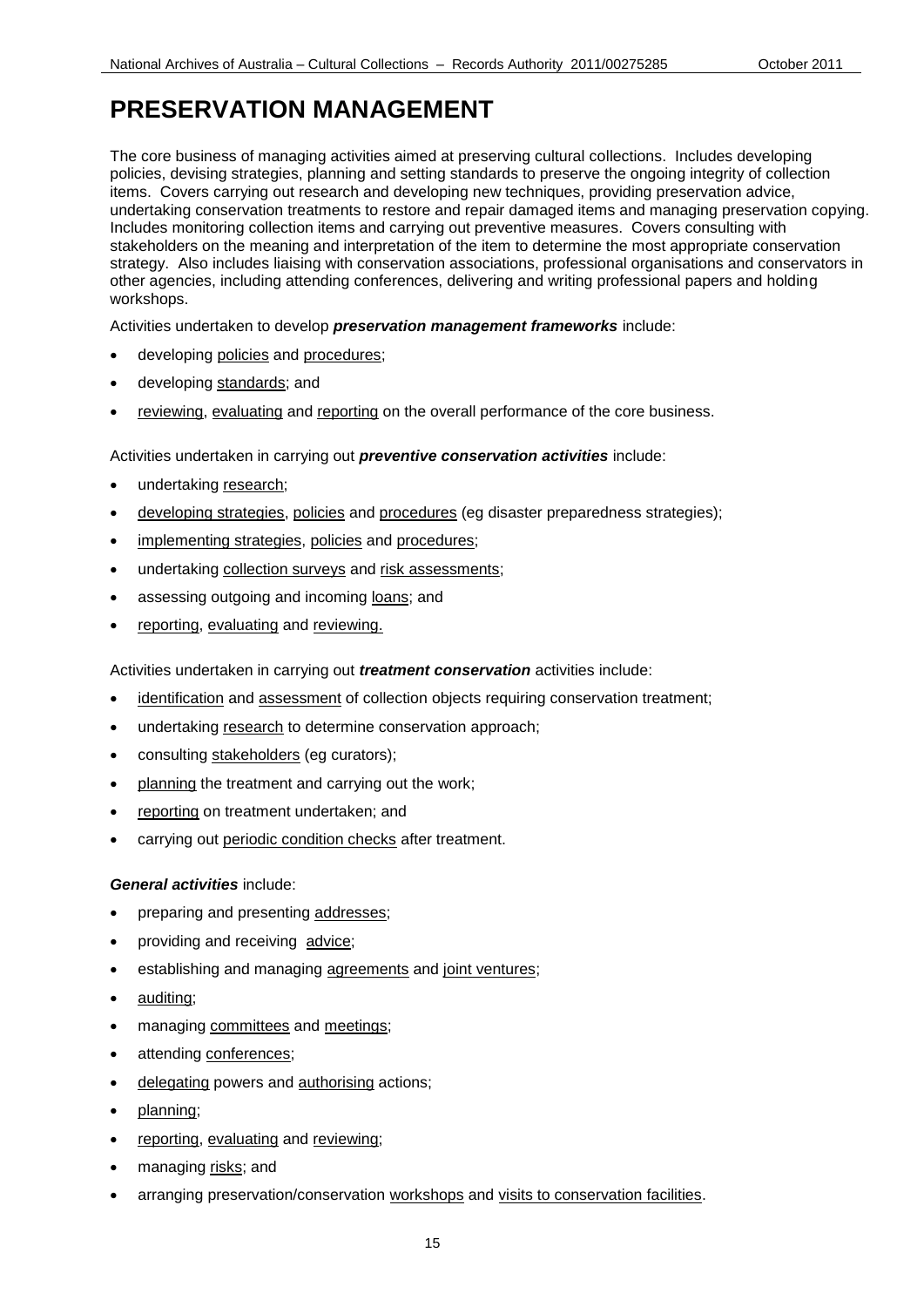# PRESERVATION MANAGEMENT

The core business of managing activities aimed at preserving cultural collections. Includes developing policies, devising strategies, planning and setting standards to preserve the ongoing integrity of collection items. Covers carrying out research and developing new techniques, providing preservation advice, undertaking conservation treatments to restore and repair damaged items and managing preservation copying. Includes monitoring collection items and carrying out preventive measures. Covers consulting with stakeholders on the meaning and interpretation of the item to determine the most appropriate conservation strategy. Also includes liaising with conservation associations, professional organisations and conservators in other agencies, including attending conferences, delivering and writing professional papers and holding workshops.

Activities undertaken to develop ***preservation management frameworks*** include:

- developing policies and procedures;
- developing standards; and
- reviewing, evaluating and reporting on the overall performance of the core business.

Activities undertaken in carrying out ***preventive conservation activities*** include:

- undertaking research;
- developing strategies, policies and procedures (eg disaster preparedness strategies);
- implementing strategies, policies and procedures;
- undertaking collection surveys and risk assessments;
- assessing outgoing and incoming loans; and
- reporting, evaluating and reviewing.

Activities undertaken in carrying out ***treatment conservation*** activities include:

- identification and assessment of collection objects requiring conservation treatment;
- undertaking research to determine conservation approach;
- consulting stakeholders (eg curators);
- planning the treatment and carrying out the work;
- reporting on treatment undertaken; and
- carrying out periodic condition checks after treatment.

***General activities*** include:

- preparing and presenting addresses;
- providing and receiving advice;
- establishing and managing agreements and joint ventures;
- auditing;
- managing committees and meetings;
- attending conferences;
- delegating powers and authorising actions;
- planning;
- reporting, evaluating and reviewing;
- managing risks; and
- arranging preservation/conservation workshops and visits to conservation facilities.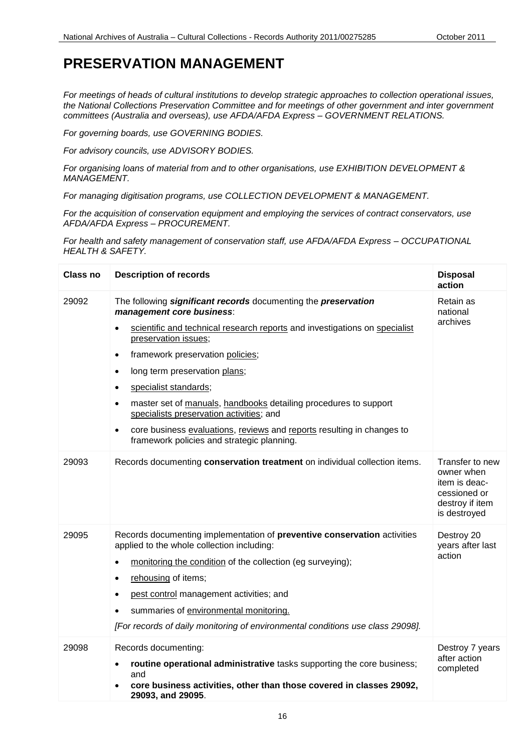# PRESERVATION MANAGEMENT

*For meetings of heads of cultural institutions to develop strategic approaches to collection operational issues, the National Collections Preservation Committee and for meetings of other government and inter government committees (Australia and overseas), use AFDA/AFDA Express – GOVERNMENT RELATIONS.*

*For governing boards, use GOVERNING BODIES.*

*For advisory councils, use ADVISORY BODIES.*

*For organising loans of material from and to other organisations, use EXHIBITION DEVELOPMENT & MANAGEMENT.*

*For managing digitisation programs, use COLLECTION DEVELOPMENT & MANAGEMENT.*

*For the acquisition of conservation equipment and employing the services of contract conservators, use AFDA/AFDA Express – PROCUREMENT.*

*For health and safety management of conservation staff, use AFDA/AFDA Express – OCCUPATIONAL HEALTH & SAFETY.*

| Class no | Description of records | Disposal action |
|---|---|---|
| 29092 | The following ***significant records*** documenting the ***preservation management core business***: <br>• scientific and technical research reports and investigations on specialist preservation issues; <br>• framework preservation policies; <br>• long term preservation plans; <br>• specialist standards; <br>• master set of manuals, handbooks detailing procedures to support specialists preservation activities; and <br>• core business evaluations, reviews and reports resulting in changes to framework policies and strategic planning. | Retain as national archives |
| 29093 | Records documenting **conservation treatment** on individual collection items. | Transfer to new owner when item is deac-cessioned or destroy if item is destroyed |
| 29095 | Records documenting implementation of **preventive conservation** activities applied to the whole collection including: <br>• monitoring the condition of the collection (eg surveying); <br>• rehousing of items; <br>• pest control management activities; and <br>• summaries of environmental monitoring. <br>*[For records of daily monitoring of environmental conditions use class 29098].* | Destroy 20 years after last action |
| 29098 | Records documenting: <br>• **routine operational administrative** tasks supporting the core business; and <br>• **core business activities, other than those covered in classes 29092, 29093, and 29095**. | Destroy 7 years after action completed |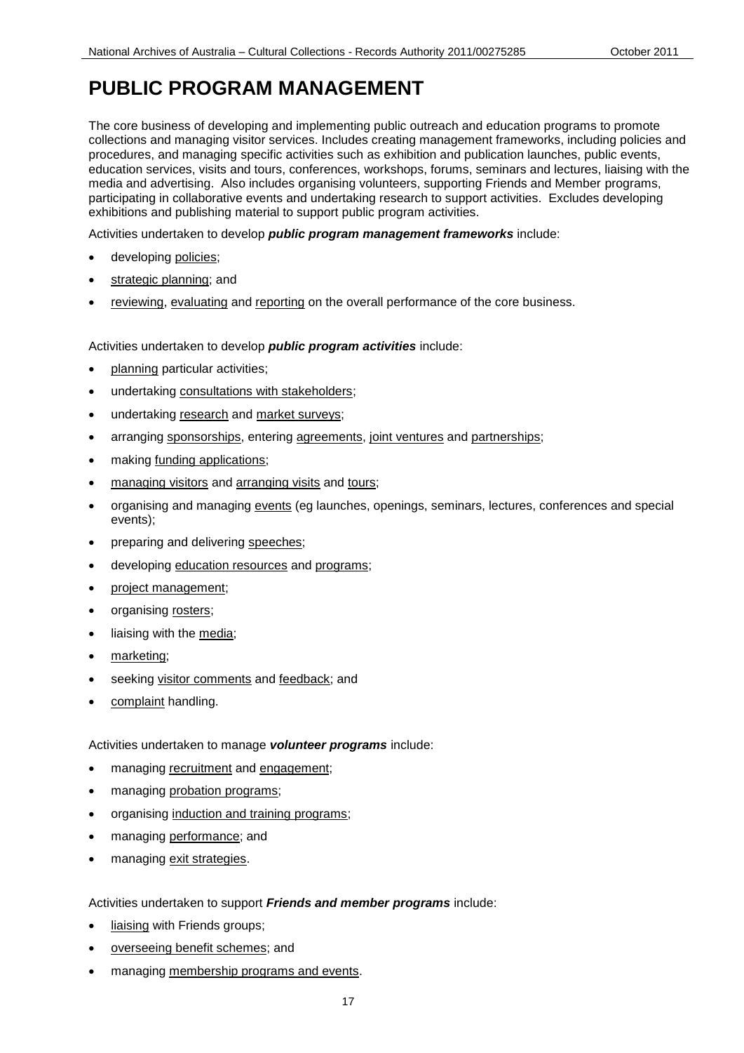# PUBLIC PROGRAM MANAGEMENT

The core business of developing and implementing public outreach and education programs to promote collections and managing visitor services. Includes creating management frameworks, including policies and procedures, and managing specific activities such as exhibition and publication launches, public events, education services, visits and tours, conferences, workshops, forums, seminars and lectures, liaising with the media and advertising. Also includes organising volunteers, supporting Friends and Member programs, participating in collaborative events and undertaking research to support activities. Excludes developing exhibitions and publishing material to support public program activities.

Activities undertaken to develop ***public program management frameworks*** include:

- developing policies;
- strategic planning; and
- reviewing, evaluating and reporting on the overall performance of the core business.

Activities undertaken to develop ***public program activities*** include:

- planning particular activities;
- undertaking consultations with stakeholders;
- undertaking research and market surveys;
- arranging sponsorships, entering agreements, joint ventures and partnerships;
- making funding applications;
- managing visitors and arranging visits and tours;
- organising and managing events (eg launches, openings, seminars, lectures, conferences and special events);
- preparing and delivering speeches;
- developing education resources and programs;
- project management;
- organising rosters;
- liaising with the media;
- marketing;
- seeking visitor comments and feedback; and
- complaint handling.

Activities undertaken to manage ***volunteer programs*** include:

- managing recruitment and engagement;
- managing probation programs;
- organising induction and training programs;
- managing performance; and
- managing exit strategies.

Activities undertaken to support ***Friends and member programs*** include:

- liaising with Friends groups;
- overseeing benefit schemes; and
- managing membership programs and events.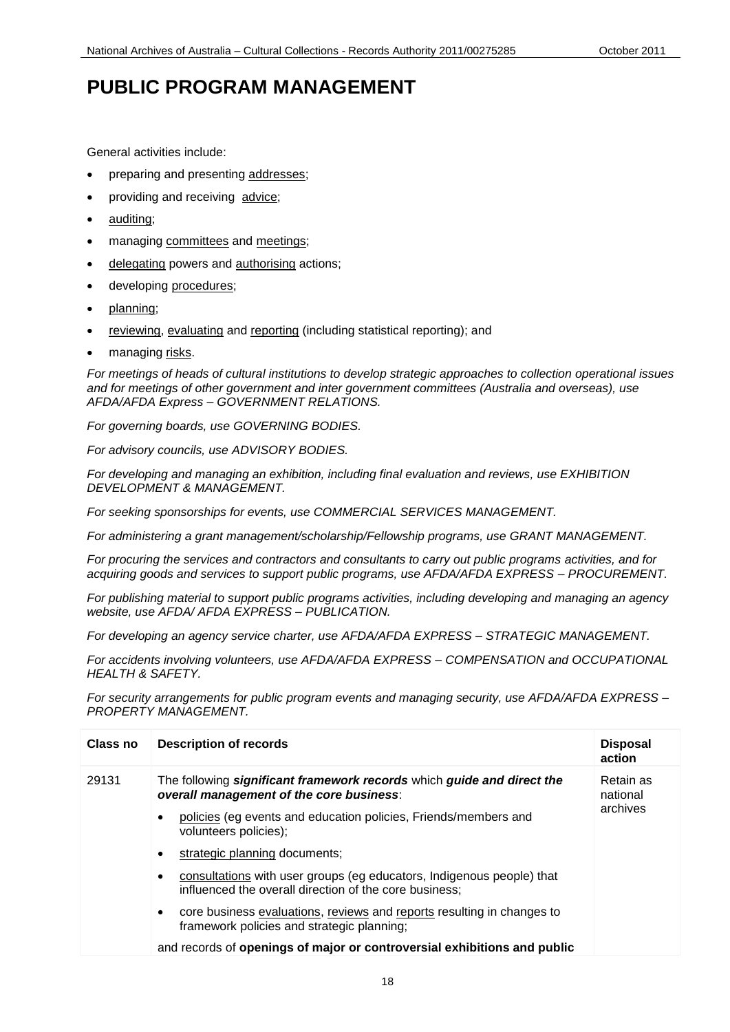# PUBLIC PROGRAM MANAGEMENT

General activities include:

- preparing and presenting addresses;
- providing and receiving advice;
- auditing;
- managing committees and meetings;
- delegating powers and authorising actions;
- developing procedures;
- planning;
- reviewing, evaluating and reporting (including statistical reporting); and
- managing risks.

*For meetings of heads of cultural institutions to develop strategic approaches to collection operational issues and for meetings of other government and inter government committees (Australia and overseas), use AFDA/AFDA Express – GOVERNMENT RELATIONS.*

*For governing boards, use GOVERNING BODIES.*

*For advisory councils, use ADVISORY BODIES.*

*For developing and managing an exhibition, including final evaluation and reviews, use EXHIBITION DEVELOPMENT & MANAGEMENT.*

*For seeking sponsorships for events, use COMMERCIAL SERVICES MANAGEMENT.*

*For administering a grant management/scholarship/Fellowship programs, use GRANT MANAGEMENT.*

*For procuring the services and contractors and consultants to carry out public programs activities, and for acquiring goods and services to support public programs, use AFDA/AFDA EXPRESS – PROCUREMENT.*

*For publishing material to support public programs activities, including developing and managing an agency website, use AFDA/ AFDA EXPRESS – PUBLICATION.*

*For developing an agency service charter, use AFDA/AFDA EXPRESS – STRATEGIC MANAGEMENT.*

*For accidents involving volunteers, use AFDA/AFDA EXPRESS – COMPENSATION and OCCUPATIONAL HEALTH & SAFETY.*

*For security arrangements for public program events and managing security, use AFDA/AFDA EXPRESS – PROPERTY MANAGEMENT.*

| Class no | Description of records | Disposal action |
|---|---|---|
| 29131 | The following ***significant framework records*** which ***guide and direct the overall management of the core business***:<br>• policies (eg events and education policies, Friends/members and volunteers policies);<br>• strategic planning documents;<br>• consultations with user groups (eg educators, Indigenous people) that influenced the overall direction of the core business;<br>• core business evaluations, reviews and reports resulting in changes to framework policies and strategic planning;<br>and records of **openings of major or controversial exhibitions and public** | Retain as national archives |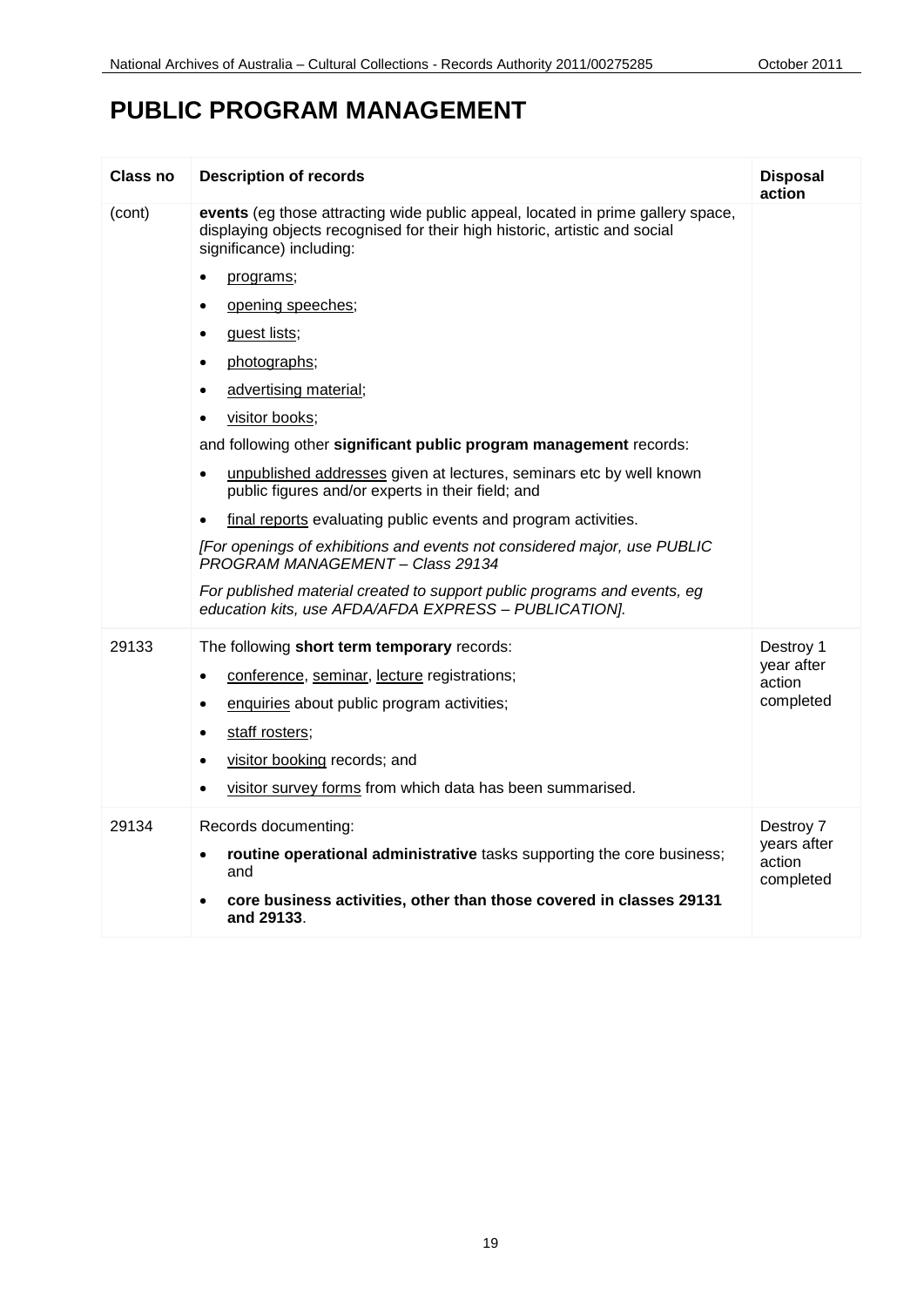# PUBLIC PROGRAM MANAGEMENT

| Class no | Description of records | Disposal action |
|---|---|---|
| (cont) | **events** (eg those attracting wide public appeal, located in prime gallery space, displaying objects recognised for their high historic, artistic and social significance) including:<br>• programs;<br>• opening speeches;<br>• guest lists;<br>• photographs;<br>• advertising material;<br>• visitor books;<br>and following other **significant public program management** records:<br>• unpublished addresses given at lectures, seminars etc by well known public figures and/or experts in their field; and<br>• final reports evaluating public events and program activities.<br>*[For openings of exhibitions and events not considered major, use PUBLIC PROGRAM MANAGEMENT – Class 29134*<br>*For published material created to support public programs and events, eg education kits, use AFDA/AFDA EXPRESS – PUBLICATION].* | |
| 29133 | The following **short term temporary** records:<br>• conference, seminar, lecture registrations;<br>• enquiries about public program activities;<br>• staff rosters;<br>• visitor booking records; and<br>• visitor survey forms from which data has been summarised. | Destroy 1 year after action completed |
| 29134 | Records documenting:<br>• **routine operational administrative** tasks supporting the core business; and<br>• **core business activities, other than those covered in classes 29131 and 29133**. | Destroy 7 years after action completed |